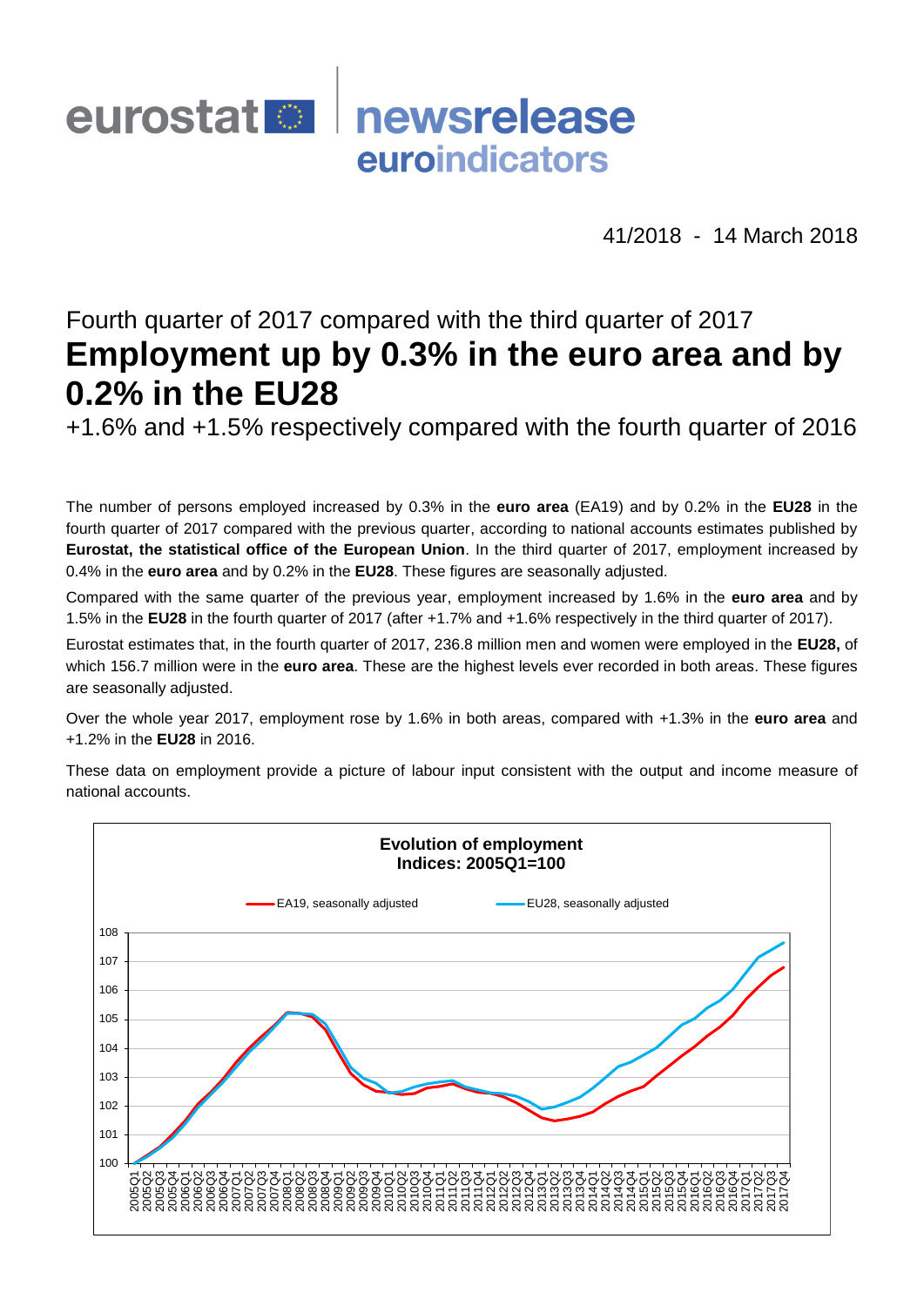eurostat newsrelease euroindicators

41/2018 - 14 March 2018

Fourth quarter of 2017 compared with the third quarter of 2017

# Employment up by 0.3% in the euro area and by 0.2% in the EU28

+1.6% and +1.5% respectively compared with the fourth quarter of 2016

The number of persons employed increased by 0.3% in the **euro area** (EA19) and by 0.2% in the **EU28** in the fourth quarter of 2017 compared with the previous quarter, according to national accounts estimates published by **Eurostat, the statistical office of the European Union**. In the third quarter of 2017, employment increased by 0.4% in the **euro area** and by 0.2% in the **EU28**. These figures are seasonally adjusted.

Compared with the same quarter of the previous year, employment increased by 1.6% in the **euro area** and by 1.5% in the **EU28** in the fourth quarter of 2017 (after +1.7% and +1.6% respectively in the third quarter of 2017).

Eurostat estimates that, in the fourth quarter of 2017, 236.8 million men and women were employed in the **EU28,** of which 156.7 million were in the **euro area**. These are the highest levels ever recorded in both areas. These figures are seasonally adjusted.

Over the whole year 2017, employment rose by 1.6% in both areas, compared with +1.3% in the **euro area** and +1.2% in the **EU28** in 2016.

These data on employment provide a picture of labour input consistent with the output and income measure of national accounts.

**Evolution of employment**
**Indices: 2005Q1=100**

EA19, seasonally adjusted — EU28, seasonally adjusted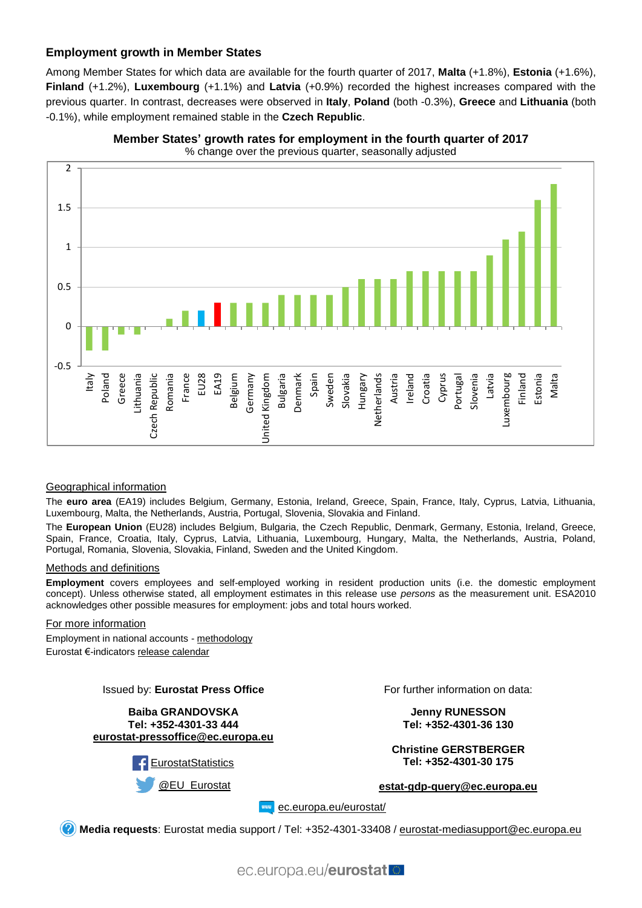## Employment growth in Member States

Among Member States for which data are available for the fourth quarter of 2017, **Malta** (+1.8%), **Estonia** (+1.6%), **Finland** (+1.2%), **Luxembourg** (+1.1%) and **Latvia** (+0.9%) recorded the highest increases compared with the previous quarter. In contrast, decreases were observed in **Italy**, **Poland** (both -0.3%), **Greece** and **Lithuania** (both -0.1%), while employment remained stable in the **Czech Republic**.

**Member States' growth rates for employment in the fourth quarter of 2017**

% change over the previous quarter, seasonally adjusted

### Geographical information

The **euro area** (EA19) includes Belgium, Germany, Estonia, Ireland, Greece, Spain, France, Italy, Cyprus, Latvia, Lithuania, Luxembourg, Malta, the Netherlands, Austria, Portugal, Slovenia, Slovakia and Finland.

The **European Union** (EU28) includes Belgium, Bulgaria, the Czech Republic, Denmark, Germany, Estonia, Ireland, Greece, Spain, France, Croatia, Italy, Cyprus, Latvia, Lithuania, Luxembourg, Hungary, Malta, the Netherlands, Austria, Poland, Portugal, Romania, Slovenia, Slovakia, Finland, Sweden and the United Kingdom.

### Methods and definitions

**Employment** covers employees and self-employed working in resident production units (i.e. the domestic employment concept). Unless otherwise stated, all employment estimates in this release use *persons* as the measurement unit. ESA2010 acknowledges other possible measures for employment: jobs and total hours worked.

### For more information

Employment in national accounts - methodology

Eurostat €-indicators release calendar

Issued by: **Eurostat Press Office**

**Baiba GRANDOVSKA**
**Tel: +352-4301-33 444**
**eurostat-pressoffice@ec.europa.eu**

EurostatStatistics

@EU_Eurostat

For further information on data:

**Jenny RUNESSON**
**Tel: +352-4301-36 130**

**Christine GERSTBERGER**
**Tel: +352-4301-30 175**

**estat-gdp-query@ec.europa.eu**

ec.europa.eu/eurostat/

**Media requests**: Eurostat media support / Tel: +352-4301-33408 / eurostat-mediasupport@ec.europa.eu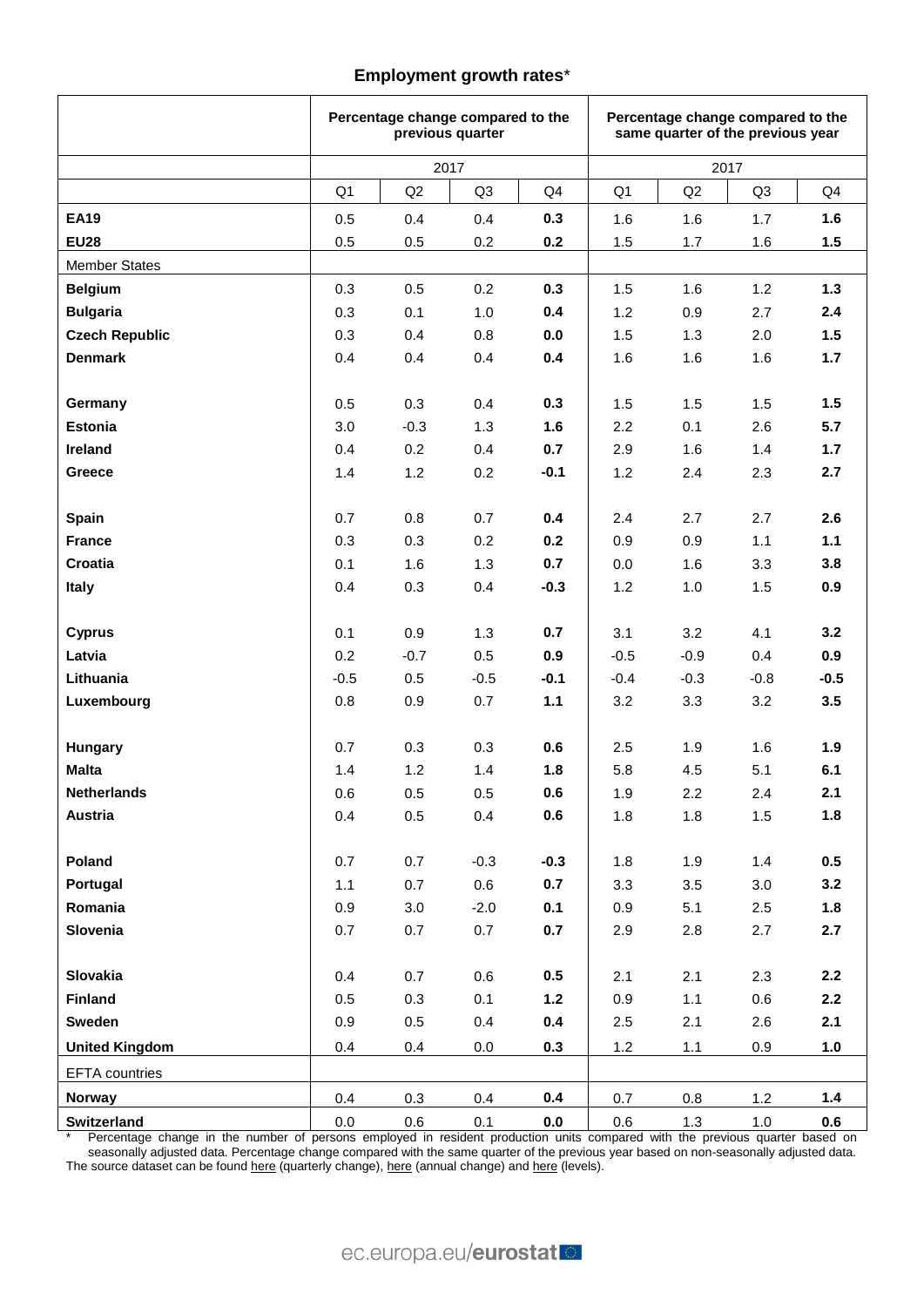## Employment growth rates*

| | Percentage change compared to the previous quarter | | | | Percentage change compared to the same quarter of the previous year | | | |
|---|---|---|---|---|---|---|---|---|
| | 2017 | | | | 2017 | | | |
| | Q1 | Q2 | Q3 | Q4 | Q1 | Q2 | Q3 | Q4 |
| **EA19** | 0.5 | 0.4 | 0.4 | **0.3** | 1.6 | 1.6 | 1.7 | **1.6** |
| **EU28** | 0.5 | 0.5 | 0.2 | **0.2** | 1.5 | 1.7 | 1.6 | **1.5** |
| Member States | | | | | | | | |
| **Belgium** | 0.3 | 0.5 | 0.2 | **0.3** | 1.5 | 1.6 | 1.2 | **1.3** |
| **Bulgaria** | 0.3 | 0.1 | 1.0 | **0.4** | 1.2 | 0.9 | 2.7 | **2.4** |
| **Czech Republic** | 0.3 | 0.4 | 0.8 | **0.0** | 1.5 | 1.3 | 2.0 | **1.5** |
| **Denmark** | 0.4 | 0.4 | 0.4 | **0.4** | 1.6 | 1.6 | 1.6 | **1.7** |
| **Germany** | 0.5 | 0.3 | 0.4 | **0.3** | 1.5 | 1.5 | 1.5 | **1.5** |
| **Estonia** | 3.0 | -0.3 | 1.3 | **1.6** | 2.2 | 0.1 | 2.6 | **5.7** |
| **Ireland** | 0.4 | 0.2 | 0.4 | **0.7** | 2.9 | 1.6 | 1.4 | **1.7** |
| **Greece** | 1.4 | 1.2 | 0.2 | **-0.1** | 1.2 | 2.4 | 2.3 | **2.7** |
| **Spain** | 0.7 | 0.8 | 0.7 | **0.4** | 2.4 | 2.7 | 2.7 | **2.6** |
| **France** | 0.3 | 0.3 | 0.2 | **0.2** | 0.9 | 0.9 | 1.1 | **1.1** |
| **Croatia** | 0.1 | 1.6 | 1.3 | **0.7** | 0.0 | 1.6 | 3.3 | **3.8** |
| **Italy** | 0.4 | 0.3 | 0.4 | **-0.3** | 1.2 | 1.0 | 1.5 | **0.9** |
| **Cyprus** | 0.1 | 0.9 | 1.3 | **0.7** | 3.1 | 3.2 | 4.1 | **3.2** |
| **Latvia** | 0.2 | -0.7 | 0.5 | **0.9** | -0.5 | -0.9 | 0.4 | **0.9** |
| **Lithuania** | -0.5 | 0.5 | -0.5 | **-0.1** | -0.4 | -0.3 | -0.8 | **-0.5** |
| **Luxembourg** | 0.8 | 0.9 | 0.7 | **1.1** | 3.2 | 3.3 | 3.2 | **3.5** |
| **Hungary** | 0.7 | 0.3 | 0.3 | **0.6** | 2.5 | 1.9 | 1.6 | **1.9** |
| **Malta** | 1.4 | 1.2 | 1.4 | **1.8** | 5.8 | 4.5 | 5.1 | **6.1** |
| **Netherlands** | 0.6 | 0.5 | 0.5 | **0.6** | 1.9 | 2.2 | 2.4 | **2.1** |
| **Austria** | 0.4 | 0.5 | 0.4 | **0.6** | 1.8 | 1.8 | 1.5 | **1.8** |
| **Poland** | 0.7 | 0.7 | -0.3 | **-0.3** | 1.8 | 1.9 | 1.4 | **0.5** |
| **Portugal** | 1.1 | 0.7 | 0.6 | **0.7** | 3.3 | 3.5 | 3.0 | **3.2** |
| **Romania** | 0.9 | 3.0 | -2.0 | **0.1** | 0.9 | 5.1 | 2.5 | **1.8** |
| **Slovenia** | 0.7 | 0.7 | 0.7 | **0.7** | 2.9 | 2.8 | 2.7 | **2.7** |
| **Slovakia** | 0.4 | 0.7 | 0.6 | **0.5** | 2.1 | 2.1 | 2.3 | **2.2** |
| **Finland** | 0.5 | 0.3 | 0.1 | **1.2** | 0.9 | 1.1 | 0.6 | **2.2** |
| **Sweden** | 0.9 | 0.5 | 0.4 | **0.4** | 2.5 | 2.1 | 2.6 | **2.1** |
| **United Kingdom** | 0.4 | 0.4 | 0.0 | **0.3** | 1.2 | 1.1 | 0.9 | **1.0** |
| EFTA countries | | | | | | | | |
| **Norway** | 0.4 | 0.3 | 0.4 | **0.4** | 0.7 | 0.8 | 1.2 | **1.4** |
| **Switzerland** | 0.0 | 0.6 | 0.1 | **0.0** | 0.6 | 1.3 | 1.0 | **0.6** |

\* Percentage change in the number of persons employed in resident production units compared with the previous quarter based on seasonally adjusted data. Percentage change compared with the same quarter of the previous year based on non-seasonally adjusted data.
The source dataset can be found here (quarterly change), here (annual change) and here (levels).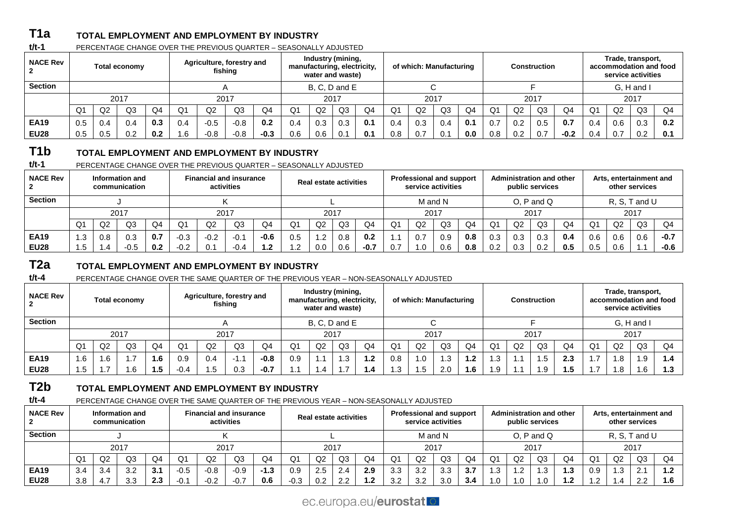## T1a TOTAL EMPLOYMENT AND EMPLOYMENT BY INDUSTRY

**t/t-1** PERCENTAGE CHANGE OVER THE PREVIOUS QUARTER – SEASONALLY ADJUSTED

| NACE Rev 2 | Total economy | | | | Agriculture, forestry and fishing | | | | Industry (mining, manufacturing, electricity, water and waste) | | | | of which: Manufacturing | | | | Construction | | | | Trade, transport, accommodation and food service activities | | | |
|---|---|---|---|---|---|---|---|---|---|---|---|---|---|---|---|---|---|---|---|---|---|---|---|---|
| Section | | | | | A | | | | B, C, D and E | | | | C | | | | F | | | | G, H and I | | | |
| | 2017 | | | | 2017 | | | | 2017 | | | | 2017 | | | | 2017 | | | | 2017 | | | |
| | Q1 | Q2 | Q3 | Q4 | Q1 | Q2 | Q3 | Q4 | Q1 | Q2 | Q3 | Q4 | Q1 | Q2 | Q3 | Q4 | Q1 | Q2 | Q3 | Q4 | Q1 | Q2 | Q3 | Q4 |
| **EA19** | 0.5 | 0.4 | 0.4 | **0.3** | 0.4 | -0.5 | -0.8 | **0.2** | 0.4 | 0.3 | 0.3 | **0.1** | 0.4 | 0.3 | 0.4 | **0.1** | 0.7 | 0.2 | 0.5 | **0.7** | 0.4 | 0.6 | 0.3 | **0.2** |
| **EU28** | 0.5 | 0.5 | 0.2 | **0.2** | 1.6 | -0.8 | -0.8 | **-0.3** | 0.6 | 0.6 | 0.1 | **0.1** | 0.8 | 0.7 | 0.1 | **0.0** | 0.8 | 0.2 | 0.7 | **-0.2** | 0.4 | 0.7 | 0.2 | **0.1** |

## T1b TOTAL EMPLOYMENT AND EMPLOYMENT BY INDUSTRY

**t/t-1** PERCENTAGE CHANGE OVER THE PREVIOUS QUARTER – SEASONALLY ADJUSTED

| NACE Rev 2 | Information and communication | | | | Financial and insurance activities | | | | Real estate activities | | | | Professional and support service activities | | | | Administration and other public services | | | | Arts, entertainment and other services | | | |
|---|---|---|---|---|---|---|---|---|---|---|---|---|---|---|---|---|---|---|---|---|---|---|---|---|
| Section | J | | | | K | | | | L | | | | M and N | | | | O, P and Q | | | | R, S, T and U | | | |
| | 2017 | | | | 2017 | | | | 2017 | | | | 2017 | | | | 2017 | | | | 2017 | | | |
| | Q1 | Q2 | Q3 | Q4 | Q1 | Q2 | Q3 | Q4 | Q1 | Q2 | Q3 | Q4 | Q1 | Q2 | Q3 | Q4 | Q1 | Q2 | Q3 | Q4 | Q1 | Q2 | Q3 | Q4 |
| **EA19** | 1.3 | 0.8 | 0.3 | **0.7** | -0.3 | -0.2 | -0.1 | **-0.6** | 0.5 | 1.2 | 0.8 | **0.2** | 1.1 | 0.7 | 0.9 | **0.8** | 0.3 | 0.3 | 0.3 | **0.4** | 0.6 | 0.6 | 0.6 | **-0.7** |
| **EU28** | 1.5 | 1.4 | -0.5 | **0.2** | -0.2 | 0.1 | -0.4 | **1.2** | 1.2 | 0.0 | 0.6 | **-0.7** | 0.7 | 1.0 | 0.6 | **0.8** | 0.2 | 0.3 | 0.2 | **0.5** | 0.5 | 0.6 | 1.1 | **-0.6** |

## T2a TOTAL EMPLOYMENT AND EMPLOYMENT BY INDUSTRY

**t/t-4** PERCENTAGE CHANGE OVER THE SAME QUARTER OF THE PREVIOUS YEAR – NON-SEASONALLY ADJUSTED

| NACE Rev 2 | Total economy | | | | Agriculture, forestry and fishing | | | | Industry (mining, manufacturing, electricity, water and waste) | | | | of which: Manufacturing | | | | Construction | | | | Trade, transport, accommodation and food service activities | | | |
|---|---|---|---|---|---|---|---|---|---|---|---|---|---|---|---|---|---|---|---|---|---|---|---|---|
| Section | | | | | A | | | | B, C, D and E | | | | C | | | | F | | | | G, H and I | | | |
| | 2017 | | | | 2017 | | | | 2017 | | | | 2017 | | | | 2017 | | | | 2017 | | | |
| | Q1 | Q2 | Q3 | Q4 | Q1 | Q2 | Q3 | Q4 | Q1 | Q2 | Q3 | Q4 | Q1 | Q2 | Q3 | Q4 | Q1 | Q2 | Q3 | Q4 | Q1 | Q2 | Q3 | Q4 |
| **EA19** | 1.6 | 1.6 | 1.7 | **1.6** | 0.9 | 0.4 | -1.1 | **-0.8** | 0.9 | 1.1 | 1.3 | **1.2** | 0.8 | 1.0 | 1.3 | **1.2** | 1.3 | 1.1 | 1.5 | **2.3** | 1.7 | 1.8 | 1.9 | **1.4** |
| **EU28** | 1.5 | 1.7 | 1.6 | **1.5** | -0.4 | 1.5 | 0.3 | **-0.7** | 1.1 | 1.4 | 1.7 | **1.4** | 1.3 | 1.5 | 2.0 | **1.6** | 1.9 | 1.1 | 1.9 | **1.5** | 1.7 | 1.8 | 1.6 | **1.3** |

## T2b TOTAL EMPLOYMENT AND EMPLOYMENT BY INDUSTRY

**t/t-4** PERCENTAGE CHANGE OVER THE SAME QUARTER OF THE PREVIOUS YEAR – NON-SEASONALLY ADJUSTED

| NACE Rev 2 | Information and communication | | | | Financial and insurance activities | | | | Real estate activities | | | | Professional and support service activities | | | | Administration and other public services | | | | Arts, entertainment and other services | | | |
|---|---|---|---|---|---|---|---|---|---|---|---|---|---|---|---|---|---|---|---|---|---|---|---|---|
| Section | J | | | | K | | | | L | | | | M and N | | | | O, P and Q | | | | R, S, T and U | | | |
| | 2017 | | | | 2017 | | | | 2017 | | | | 2017 | | | | 2017 | | | | 2017 | | | |
| | Q1 | Q2 | Q3 | Q4 | Q1 | Q2 | Q3 | Q4 | Q1 | Q2 | Q3 | Q4 | Q1 | Q2 | Q3 | Q4 | Q1 | Q2 | Q3 | Q4 | Q1 | Q2 | Q3 | Q4 |
| **EA19** | 3.4 | 3.4 | 3.2 | **3.1** | -0.5 | -0.8 | -0.9 | **-1.3** | 0.9 | 2.5 | 2.4 | **2.9** | 3.3 | 3.2 | 3.3 | **3.7** | 1.3 | 1.2 | 1.3 | **1.3** | 0.9 | 1.3 | 2.1 | **1.2** |
| **EU28** | 3.8 | 4.7 | 3.3 | **2.3** | -0.1 | -0.2 | -0.7 | **0.6** | -0.3 | 0.2 | 2.2 | **1.2** | 3.2 | 3.2 | 3.0 | **3.4** | 1.0 | 1.0 | 1.0 | **1.2** | 1.2 | 1.4 | 2.2 | **1.6** |